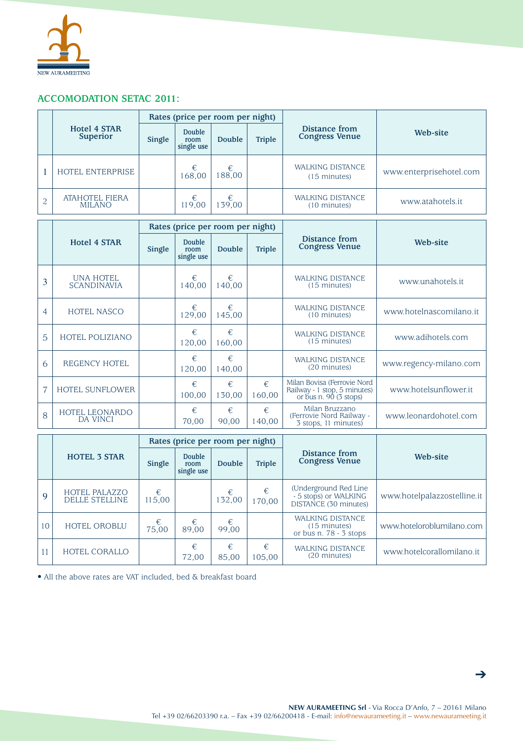NEW AURAMEETING

## ACCOMODATION SETAC 2011:

| | Hotel 4 STAR Superior | Rates (price per room per night) | | | | Distance from Congress Venue | Web-site |
|---|---|---|---|---|---|---|---|
| | | Single | Double room single use | Double | Triple | | |
| 1 | HOTEL ENTERPRISE | | € 168,00 | € 188,00 | | WALKING DISTANCE (15 minutes) | www.enterprisehotel.com |
| 2 | ATAHOTEL FIERA MILANO | | € 119,00 | € 139,00 | | WALKING DISTANCE (10 minutes) | www.atahotels.it |

| | Hotel 4 STAR | Rates (price per room per night) | | | | Distance from Congress Venue | Web-site |
|---|---|---|---|---|---|---|---|
| | | Single | Double room single use | Double | Triple | | |
| 3 | UNA HOTEL SCANDINAVIA | | € 140,00 | € 140,00 | | WALKING DISTANCE (15 minutes) | www.unahotels.it |
| 4 | HOTEL NASCO | | € 129,00 | € 145,00 | | WALKING DISTANCE (10 minutes) | www.hotelnascomilano.it |
| 5 | HOTEL POLIZIANO | | € 120,00 | € 160,00 | | WALKING DISTANCE (15 minutes) | www.adihotels.com |
| 6 | REGENCY HOTEL | | € 120,00 | € 140,00 | | WALKING DISTANCE (20 minutes) | www.regency-milano.com |
| 7 | HOTEL SUNFLOWER | | € 100,00 | € 130,00 | € 160,00 | Milan Bovisa (Ferrovie Nord Railway - 1 stop, 5 minutes) or bus n. 90 (3 stops) | www.hotelsunflower.it |
| 8 | HOTEL LEONARDO DA VINCI | | € 70,00 | € 90,00 | € 140,00 | Milan Bruzzano (Ferrovie Nord Railway - 3 stops, 11 minutes) | www.leonardohotel.com |

| | HOTEL 3 STAR | Rates (price per room per night) | | | | Distance from Congress Venue | Web-site |
|---|---|---|---|---|---|---|---|
| | | Single | Double room single use | Double | Triple | | |
| 9 | HOTEL PALAZZO DELLE STELLINE | € 115,00 | | € 132,00 | € 170,00 | (Underground Red Line - 5 stops) or WALKING DISTANCE (30 minutes) | www.hotelpalazzostelline.it |
| 10 | HOTEL OROBLU | € 75,00 | € 89,00 | € 99,00 | | WALKING DISTANCE (15 minutes) or bus n. 78 - 3 stops | www.hoteloroblumilano.com |
| 11 | HOTEL CORALLO | | € 72,00 | € 85,00 | € 105,00 | WALKING DISTANCE (20 minutes) | www.hotelcorallomilano.it |

- All the above rates are VAT included, bed & breakfast board

➔

**NEW AURAMEETING Srl** - Via Rocca D'Anfo, 7 – 20161 Milano
Tel +39 02/66203390 r.a. – Fax +39 02/66200418 - E-mail: info@newaurameeting.it – www.newaurameeting.it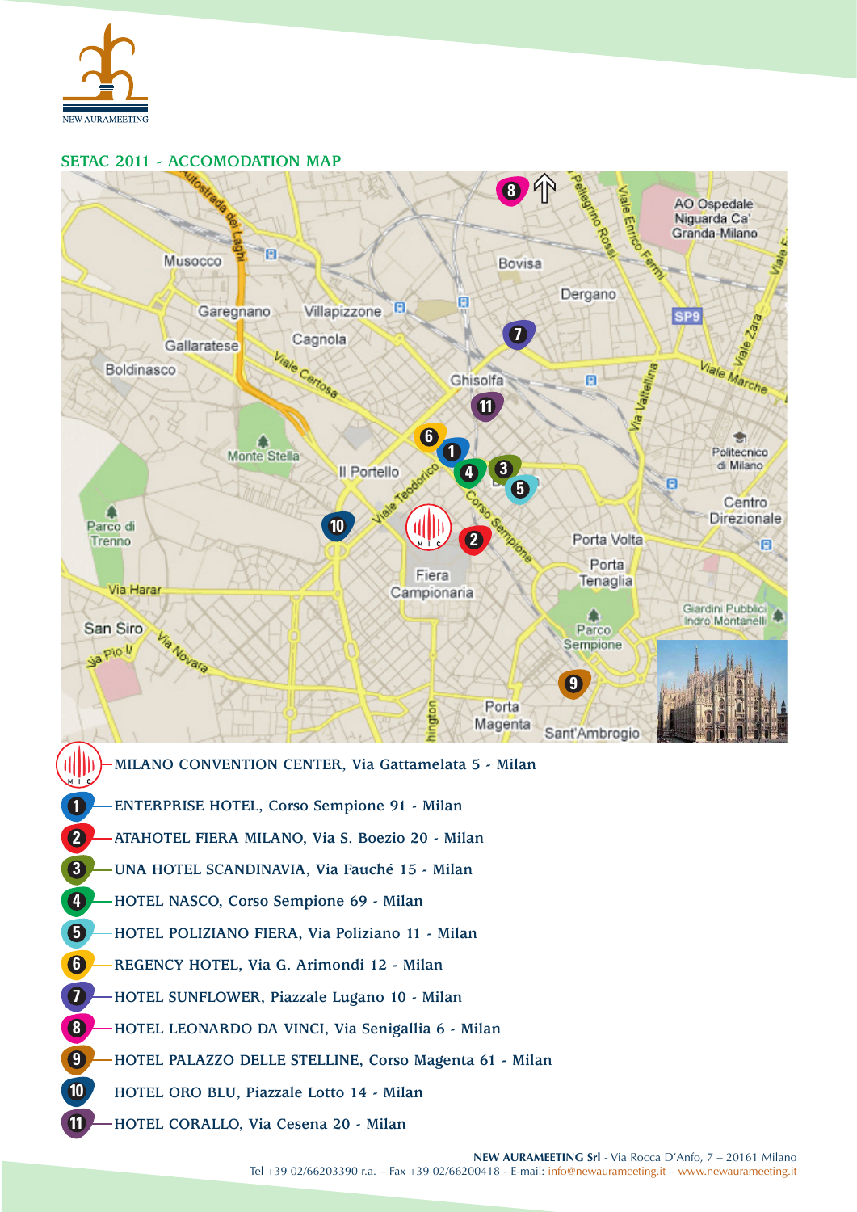NEW AURAMEETING

## SETAC 2011 - ACCOMODATION MAP

MILANO CONVENTION CENTER, Via Gattamelata 5 - Milan

1. ENTERPRISE HOTEL, Corso Sempione 91 - Milan
2. ATAHOTEL FIERA MILANO, Via S. Boezio 20 - Milan
3. UNA HOTEL SCANDINAVIA, Via Fauché 15 - Milan
4. HOTEL NASCO, Corso Sempione 69 - Milan
5. HOTEL POLIZIANO FIERA, Via Poliziano 11 - Milan
6. REGENCY HOTEL, Via G. Arimondi 12 - Milan
7. HOTEL SUNFLOWER, Piazzale Lugano 10 - Milan
8. HOTEL LEONARDO DA VINCI, Via Senigallia 6 - Milan
9. HOTEL PALAZZO DELLE STELLINE, Corso Magenta 61 - Milan
10. HOTEL ORO BLU, Piazzale Lotto 14 - Milan
11. HOTEL CORALLO, Via Cesena 20 - Milan

**NEW AURAMEETING Srl** - Via Rocca D'Anfo, 7 – 20161 Milano
Tel +39 02/66203390 r.a. – Fax +39 02/66200418 - E-mail: info@newaurameeting.it – www.newaurameeting.it